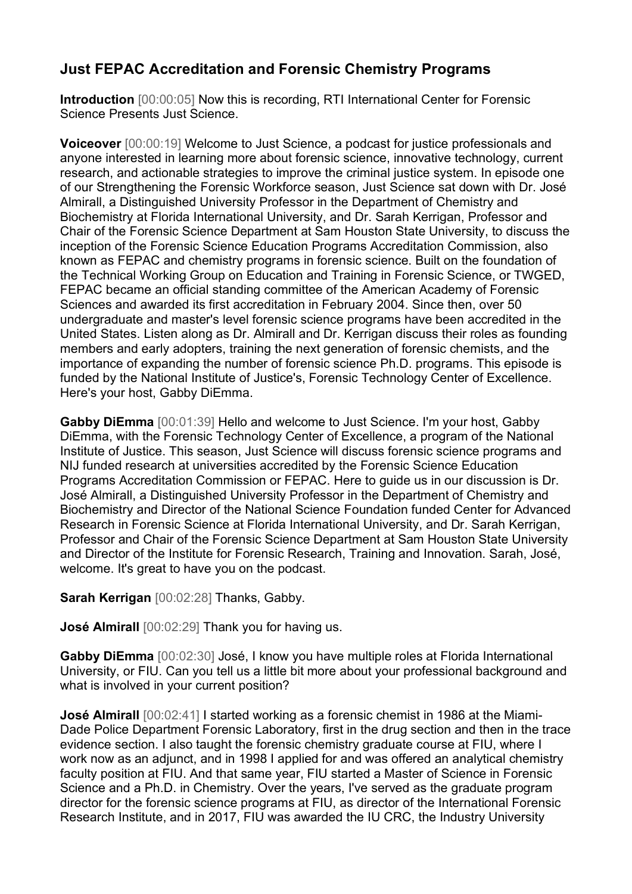# Just FEPAC Accreditation and Forensic Chemistry Programs

**Introduction** [00:00:05] Now this is recording, RTI International Center for Forensic Science Presents Just Science.

**Voiceover** [00:00:19] Welcome to Just Science, a podcast for justice professionals and anyone interested in learning more about forensic science, innovative technology, current research, and actionable strategies to improve the criminal justice system. In episode one of our Strengthening the Forensic Workforce season, Just Science sat down with Dr. José Almirall, a Distinguished University Professor in the Department of Chemistry and Biochemistry at Florida International University, and Dr. Sarah Kerrigan, Professor and Chair of the Forensic Science Department at Sam Houston State University, to discuss the inception of the Forensic Science Education Programs Accreditation Commission, also known as FEPAC and chemistry programs in forensic science. Built on the foundation of the Technical Working Group on Education and Training in Forensic Science, or TWGED, FEPAC became an official standing committee of the American Academy of Forensic Sciences and awarded its first accreditation in February 2004. Since then, over 50 undergraduate and master's level forensic science programs have been accredited in the United States. Listen along as Dr. Almirall and Dr. Kerrigan discuss their roles as founding members and early adopters, training the next generation of forensic chemists, and the importance of expanding the number of forensic science Ph.D. programs. This episode is funded by the National Institute of Justice's, Forensic Technology Center of Excellence. Here's your host, Gabby DiEmma.

**Gabby DiEmma** [00:01:39] Hello and welcome to Just Science. I'm your host, Gabby DiEmma, with the Forensic Technology Center of Excellence, a program of the National Institute of Justice. This season, Just Science will discuss forensic science programs and NIJ funded research at universities accredited by the Forensic Science Education Programs Accreditation Commission or FEPAC. Here to guide us in our discussion is Dr. José Almirall, a Distinguished University Professor in the Department of Chemistry and Biochemistry and Director of the National Science Foundation funded Center for Advanced Research in Forensic Science at Florida International University, and Dr. Sarah Kerrigan, Professor and Chair of the Forensic Science Department at Sam Houston State University and Director of the Institute for Forensic Research, Training and Innovation. Sarah, José, welcome. It's great to have you on the podcast.

**Sarah Kerrigan** [00:02:28] Thanks, Gabby.

**José Almirall** [00:02:29] Thank you for having us.

**Gabby DiEmma** [00:02:30] José, I know you have multiple roles at Florida International University, or FIU. Can you tell us a little bit more about your professional background and what is involved in your current position?

**José Almirall** [00:02:41] I started working as a forensic chemist in 1986 at the Miami-Dade Police Department Forensic Laboratory, first in the drug section and then in the trace evidence section. I also taught the forensic chemistry graduate course at FIU, where I work now as an adjunct, and in 1998 I applied for and was offered an analytical chemistry faculty position at FIU. And that same year, FIU started a Master of Science in Forensic Science and a Ph.D. in Chemistry. Over the years, I've served as the graduate program director for the forensic science programs at FIU, as director of the International Forensic Research Institute, and in 2017, FIU was awarded the IU CRC, the Industry University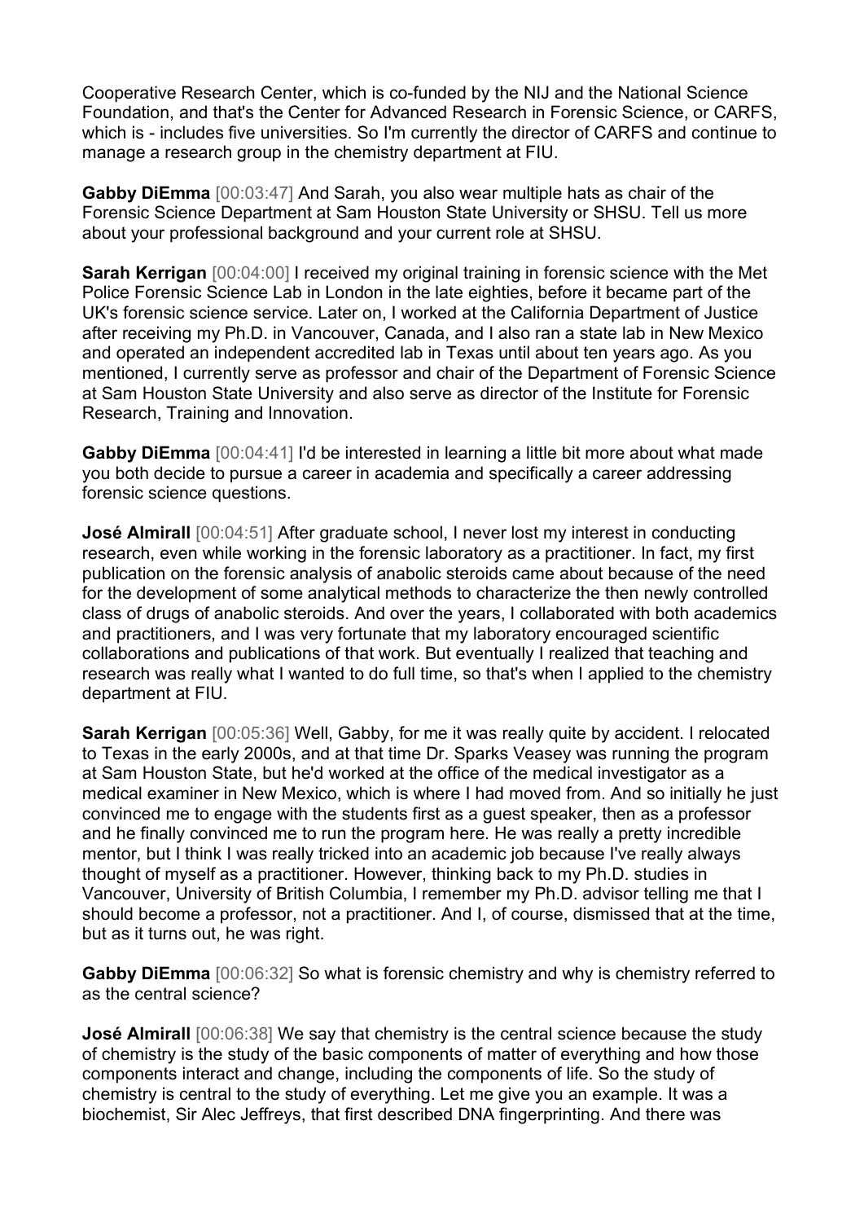Cooperative Research Center, which is co-funded by the NIJ and the National Science Foundation, and that's the Center for Advanced Research in Forensic Science, or CARFS, which is - includes five universities. So I'm currently the director of CARFS and continue to manage a research group in the chemistry department at FIU.

**Gabby DiEmma** [00:03:47] And Sarah, you also wear multiple hats as chair of the Forensic Science Department at Sam Houston State University or SHSU. Tell us more about your professional background and your current role at SHSU.

**Sarah Kerrigan** [00:04:00] I received my original training in forensic science with the Met Police Forensic Science Lab in London in the late eighties, before it became part of the UK's forensic science service. Later on, I worked at the California Department of Justice after receiving my Ph.D. in Vancouver, Canada, and I also ran a state lab in New Mexico and operated an independent accredited lab in Texas until about ten years ago. As you mentioned, I currently serve as professor and chair of the Department of Forensic Science at Sam Houston State University and also serve as director of the Institute for Forensic Research, Training and Innovation.

**Gabby DiEmma** [00:04:41] I'd be interested in learning a little bit more about what made you both decide to pursue a career in academia and specifically a career addressing forensic science questions.

**José Almirall** [00:04:51] After graduate school, I never lost my interest in conducting research, even while working in the forensic laboratory as a practitioner. In fact, my first publication on the forensic analysis of anabolic steroids came about because of the need for the development of some analytical methods to characterize the then newly controlled class of drugs of anabolic steroids. And over the years, I collaborated with both academics and practitioners, and I was very fortunate that my laboratory encouraged scientific collaborations and publications of that work. But eventually I realized that teaching and research was really what I wanted to do full time, so that's when I applied to the chemistry department at FIU.

**Sarah Kerrigan** [00:05:36] Well, Gabby, for me it was really quite by accident. I relocated to Texas in the early 2000s, and at that time Dr. Sparks Veasey was running the program at Sam Houston State, but he'd worked at the office of the medical investigator as a medical examiner in New Mexico, which is where I had moved from. And so initially he just convinced me to engage with the students first as a guest speaker, then as a professor and he finally convinced me to run the program here. He was really a pretty incredible mentor, but I think I was really tricked into an academic job because I've really always thought of myself as a practitioner. However, thinking back to my Ph.D. studies in Vancouver, University of British Columbia, I remember my Ph.D. advisor telling me that I should become a professor, not a practitioner. And I, of course, dismissed that at the time, but as it turns out, he was right.

**Gabby DiEmma** [00:06:32] So what is forensic chemistry and why is chemistry referred to as the central science?

**José Almirall** [00:06:38] We say that chemistry is the central science because the study of chemistry is the study of the basic components of matter of everything and how those components interact and change, including the components of life. So the study of chemistry is central to the study of everything. Let me give you an example. It was a biochemist, Sir Alec Jeffreys, that first described DNA fingerprinting. And there was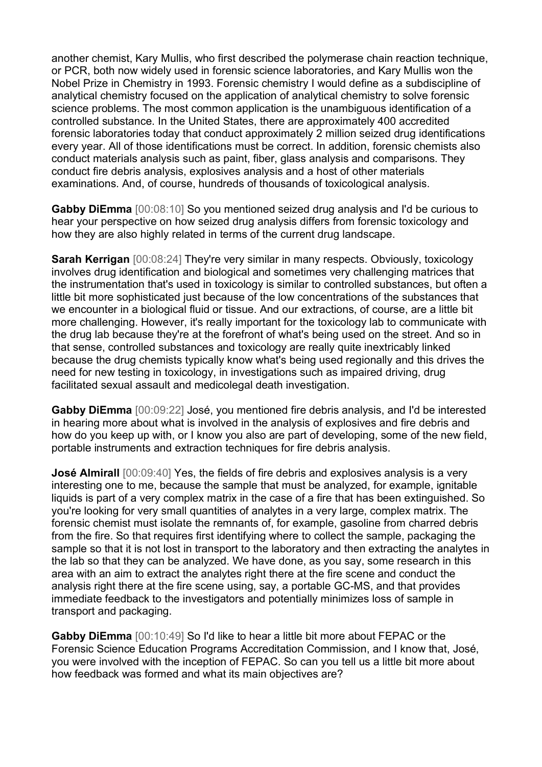another chemist, Kary Mullis, who first described the polymerase chain reaction technique, or PCR, both now widely used in forensic science laboratories, and Kary Mullis won the Nobel Prize in Chemistry in 1993. Forensic chemistry I would define as a subdiscipline of analytical chemistry focused on the application of analytical chemistry to solve forensic science problems. The most common application is the unambiguous identification of a controlled substance. In the United States, there are approximately 400 accredited forensic laboratories today that conduct approximately 2 million seized drug identifications every year. All of those identifications must be correct. In addition, forensic chemists also conduct materials analysis such as paint, fiber, glass analysis and comparisons. They conduct fire debris analysis, explosives analysis and a host of other materials examinations. And, of course, hundreds of thousands of toxicological analysis.

**Gabby DiEmma** [00:08:10] So you mentioned seized drug analysis and I'd be curious to hear your perspective on how seized drug analysis differs from forensic toxicology and how they are also highly related in terms of the current drug landscape.

**Sarah Kerrigan** [00:08:24] They're very similar in many respects. Obviously, toxicology involves drug identification and biological and sometimes very challenging matrices that the instrumentation that's used in toxicology is similar to controlled substances, but often a little bit more sophisticated just because of the low concentrations of the substances that we encounter in a biological fluid or tissue. And our extractions, of course, are a little bit more challenging. However, it's really important for the toxicology lab to communicate with the drug lab because they're at the forefront of what's being used on the street. And so in that sense, controlled substances and toxicology are really quite inextricably linked because the drug chemists typically know what's being used regionally and this drives the need for new testing in toxicology, in investigations such as impaired driving, drug facilitated sexual assault and medicolegal death investigation.

**Gabby DiEmma** [00:09:22] José, you mentioned fire debris analysis, and I'd be interested in hearing more about what is involved in the analysis of explosives and fire debris and how do you keep up with, or I know you also are part of developing, some of the new field, portable instruments and extraction techniques for fire debris analysis.

**José Almirall** [00:09:40] Yes, the fields of fire debris and explosives analysis is a very interesting one to me, because the sample that must be analyzed, for example, ignitable liquids is part of a very complex matrix in the case of a fire that has been extinguished. So you're looking for very small quantities of analytes in a very large, complex matrix. The forensic chemist must isolate the remnants of, for example, gasoline from charred debris from the fire. So that requires first identifying where to collect the sample, packaging the sample so that it is not lost in transport to the laboratory and then extracting the analytes in the lab so that they can be analyzed. We have done, as you say, some research in this area with an aim to extract the analytes right there at the fire scene and conduct the analysis right there at the fire scene using, say, a portable GC-MS, and that provides immediate feedback to the investigators and potentially minimizes loss of sample in transport and packaging.

**Gabby DiEmma** [00:10:49] So I'd like to hear a little bit more about FEPAC or the Forensic Science Education Programs Accreditation Commission, and I know that, José, you were involved with the inception of FEPAC. So can you tell us a little bit more about how feedback was formed and what its main objectives are?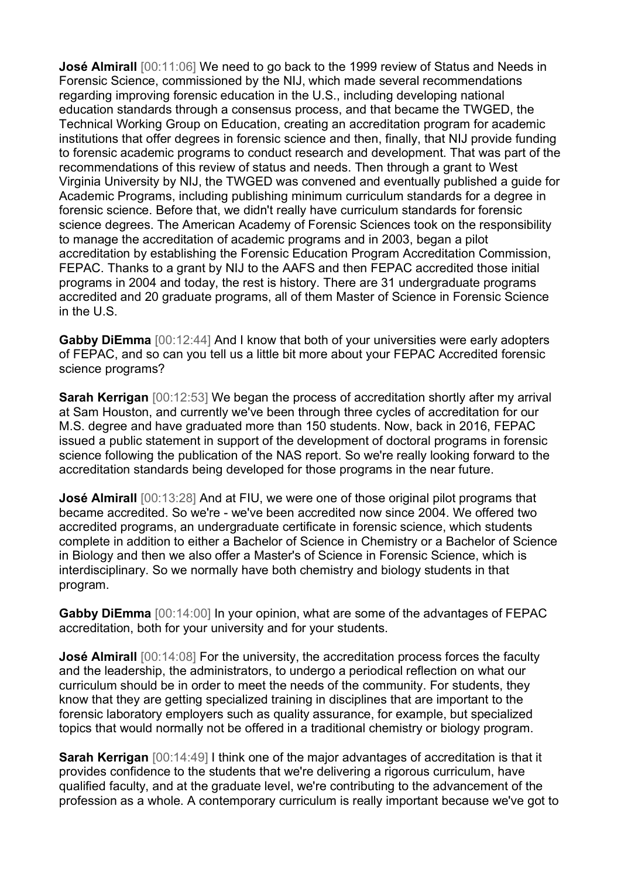**José Almirall** [00:11:06] We need to go back to the 1999 review of Status and Needs in Forensic Science, commissioned by the NIJ, which made several recommendations regarding improving forensic education in the U.S., including developing national education standards through a consensus process, and that became the TWGED, the Technical Working Group on Education, creating an accreditation program for academic institutions that offer degrees in forensic science and then, finally, that NIJ provide funding to forensic academic programs to conduct research and development. That was part of the recommendations of this review of status and needs. Then through a grant to West Virginia University by NIJ, the TWGED was convened and eventually published a guide for Academic Programs, including publishing minimum curriculum standards for a degree in forensic science. Before that, we didn't really have curriculum standards for forensic science degrees. The American Academy of Forensic Sciences took on the responsibility to manage the accreditation of academic programs and in 2003, began a pilot accreditation by establishing the Forensic Education Program Accreditation Commission, FEPAC. Thanks to a grant by NIJ to the AAFS and then FEPAC accredited those initial programs in 2004 and today, the rest is history. There are 31 undergraduate programs accredited and 20 graduate programs, all of them Master of Science in Forensic Science in the U.S.

**Gabby DiEmma** [00:12:44] And I know that both of your universities were early adopters of FEPAC, and so can you tell us a little bit more about your FEPAC Accredited forensic science programs?

**Sarah Kerrigan** [00:12:53] We began the process of accreditation shortly after my arrival at Sam Houston, and currently we've been through three cycles of accreditation for our M.S. degree and have graduated more than 150 students. Now, back in 2016, FEPAC issued a public statement in support of the development of doctoral programs in forensic science following the publication of the NAS report. So we're really looking forward to the accreditation standards being developed for those programs in the near future.

**José Almirall** [00:13:28] And at FIU, we were one of those original pilot programs that became accredited. So we're - we've been accredited now since 2004. We offered two accredited programs, an undergraduate certificate in forensic science, which students complete in addition to either a Bachelor of Science in Chemistry or a Bachelor of Science in Biology and then we also offer a Master's of Science in Forensic Science, which is interdisciplinary. So we normally have both chemistry and biology students in that program.

**Gabby DiEmma** [00:14:00] In your opinion, what are some of the advantages of FEPAC accreditation, both for your university and for your students.

**José Almirall** [00:14:08] For the university, the accreditation process forces the faculty and the leadership, the administrators, to undergo a periodical reflection on what our curriculum should be in order to meet the needs of the community. For students, they know that they are getting specialized training in disciplines that are important to the forensic laboratory employers such as quality assurance, for example, but specialized topics that would normally not be offered in a traditional chemistry or biology program.

**Sarah Kerrigan** [00:14:49] I think one of the major advantages of accreditation is that it provides confidence to the students that we're delivering a rigorous curriculum, have qualified faculty, and at the graduate level, we're contributing to the advancement of the profession as a whole. A contemporary curriculum is really important because we've got to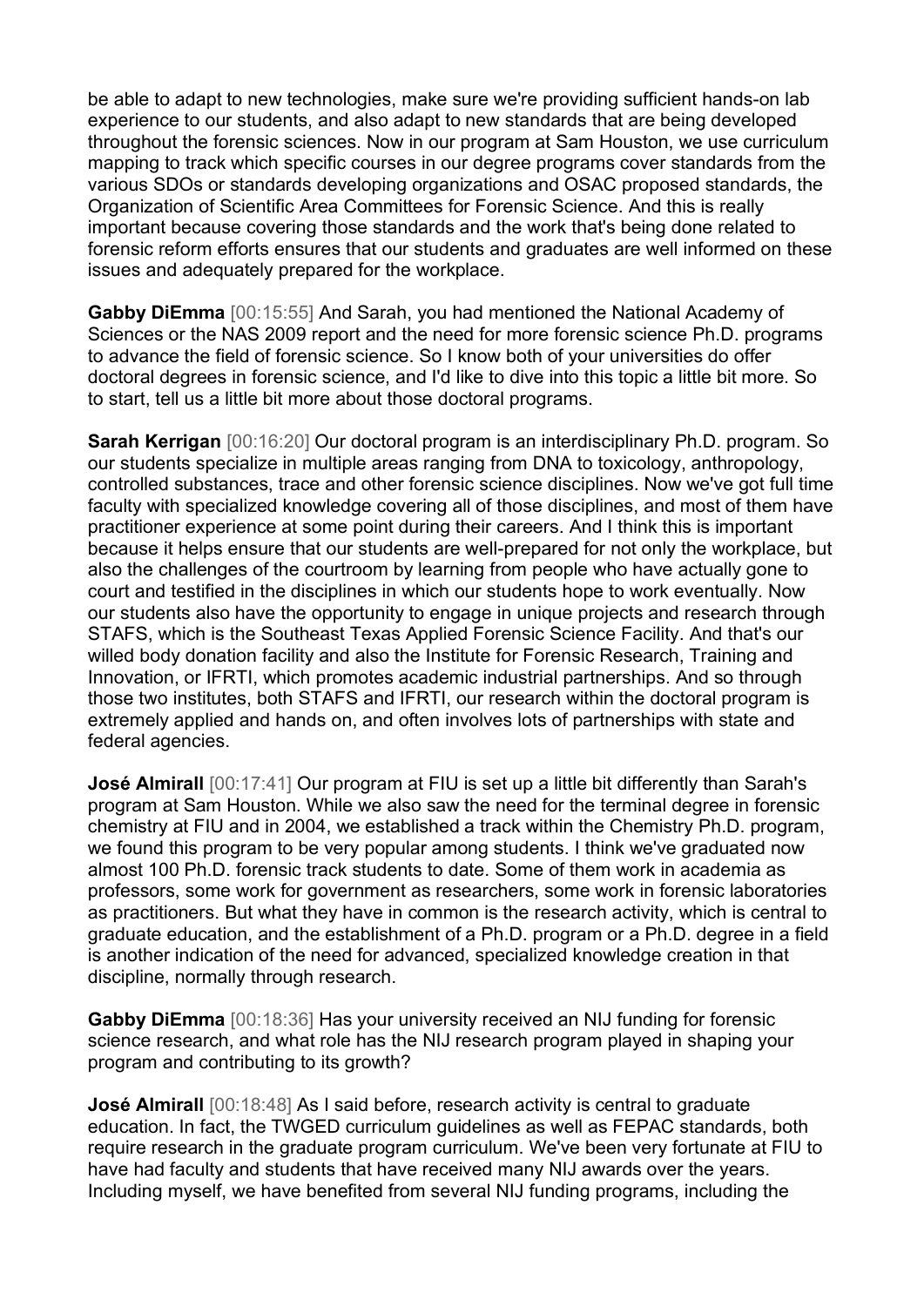be able to adapt to new technologies, make sure we're providing sufficient hands-on lab experience to our students, and also adapt to new standards that are being developed throughout the forensic sciences. Now in our program at Sam Houston, we use curriculum mapping to track which specific courses in our degree programs cover standards from the various SDOs or standards developing organizations and OSAC proposed standards, the Organization of Scientific Area Committees for Forensic Science. And this is really important because covering those standards and the work that's being done related to forensic reform efforts ensures that our students and graduates are well informed on these issues and adequately prepared for the workplace.

**Gabby DiEmma** [00:15:55] And Sarah, you had mentioned the National Academy of Sciences or the NAS 2009 report and the need for more forensic science Ph.D. programs to advance the field of forensic science. So I know both of your universities do offer doctoral degrees in forensic science, and I'd like to dive into this topic a little bit more. So to start, tell us a little bit more about those doctoral programs.

**Sarah Kerrigan** [00:16:20] Our doctoral program is an interdisciplinary Ph.D. program. So our students specialize in multiple areas ranging from DNA to toxicology, anthropology, controlled substances, trace and other forensic science disciplines. Now we've got full time faculty with specialized knowledge covering all of those disciplines, and most of them have practitioner experience at some point during their careers. And I think this is important because it helps ensure that our students are well-prepared for not only the workplace, but also the challenges of the courtroom by learning from people who have actually gone to court and testified in the disciplines in which our students hope to work eventually. Now our students also have the opportunity to engage in unique projects and research through STAFS, which is the Southeast Texas Applied Forensic Science Facility. And that's our willed body donation facility and also the Institute for Forensic Research, Training and Innovation, or IFRTI, which promotes academic industrial partnerships. And so through those two institutes, both STAFS and IFRTI, our research within the doctoral program is extremely applied and hands on, and often involves lots of partnerships with state and federal agencies.

**José Almirall** [00:17:41] Our program at FIU is set up a little bit differently than Sarah's program at Sam Houston. While we also saw the need for the terminal degree in forensic chemistry at FIU and in 2004, we established a track within the Chemistry Ph.D. program, we found this program to be very popular among students. I think we've graduated now almost 100 Ph.D. forensic track students to date. Some of them work in academia as professors, some work for government as researchers, some work in forensic laboratories as practitioners. But what they have in common is the research activity, which is central to graduate education, and the establishment of a Ph.D. program or a Ph.D. degree in a field is another indication of the need for advanced, specialized knowledge creation in that discipline, normally through research.

**Gabby DiEmma** [00:18:36] Has your university received an NIJ funding for forensic science research, and what role has the NIJ research program played in shaping your program and contributing to its growth?

**José Almirall** [00:18:48] As I said before, research activity is central to graduate education. In fact, the TWGED curriculum guidelines as well as FEPAC standards, both require research in the graduate program curriculum. We've been very fortunate at FIU to have had faculty and students that have received many NIJ awards over the years. Including myself, we have benefited from several NIJ funding programs, including the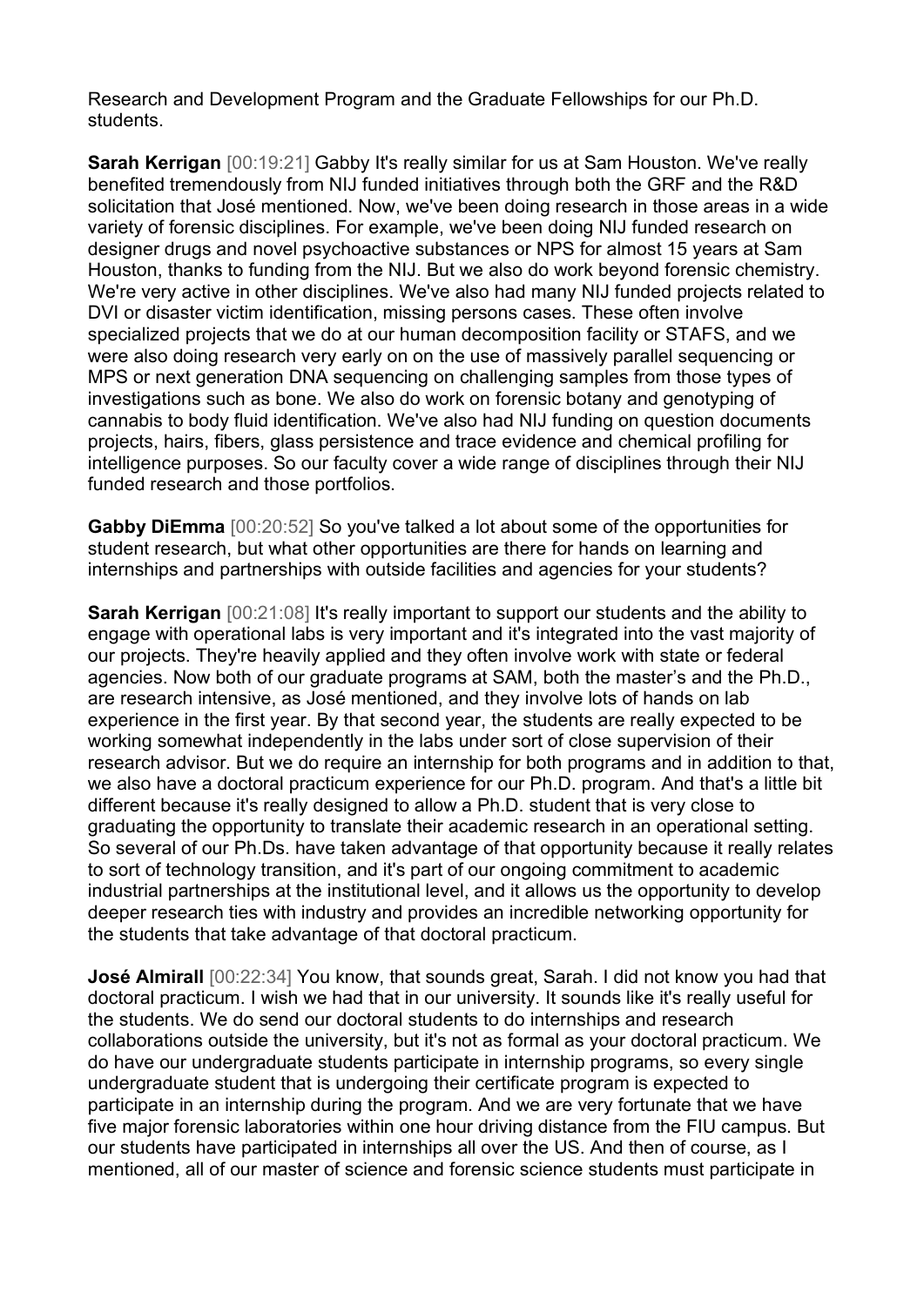Research and Development Program and the Graduate Fellowships for our Ph.D. students.

**Sarah Kerrigan** [00:19:21] Gabby It's really similar for us at Sam Houston. We've really benefited tremendously from NIJ funded initiatives through both the GRF and the R&D solicitation that José mentioned. Now, we've been doing research in those areas in a wide variety of forensic disciplines. For example, we've been doing NIJ funded research on designer drugs and novel psychoactive substances or NPS for almost 15 years at Sam Houston, thanks to funding from the NIJ. But we also do work beyond forensic chemistry. We're very active in other disciplines. We've also had many NIJ funded projects related to DVI or disaster victim identification, missing persons cases. These often involve specialized projects that we do at our human decomposition facility or STAFS, and we were also doing research very early on on the use of massively parallel sequencing or MPS or next generation DNA sequencing on challenging samples from those types of investigations such as bone. We also do work on forensic botany and genotyping of cannabis to body fluid identification. We've also had NIJ funding on question documents projects, hairs, fibers, glass persistence and trace evidence and chemical profiling for intelligence purposes. So our faculty cover a wide range of disciplines through their NIJ funded research and those portfolios.

**Gabby DiEmma** [00:20:52] So you've talked a lot about some of the opportunities for student research, but what other opportunities are there for hands on learning and internships and partnerships with outside facilities and agencies for your students?

**Sarah Kerrigan** [00:21:08] It's really important to support our students and the ability to engage with operational labs is very important and it's integrated into the vast majority of our projects. They're heavily applied and they often involve work with state or federal agencies. Now both of our graduate programs at SAM, both the master's and the Ph.D., are research intensive, as José mentioned, and they involve lots of hands on lab experience in the first year. By that second year, the students are really expected to be working somewhat independently in the labs under sort of close supervision of their research advisor. But we do require an internship for both programs and in addition to that, we also have a doctoral practicum experience for our Ph.D. program. And that's a little bit different because it's really designed to allow a Ph.D. student that is very close to graduating the opportunity to translate their academic research in an operational setting. So several of our Ph.Ds. have taken advantage of that opportunity because it really relates to sort of technology transition, and it's part of our ongoing commitment to academic industrial partnerships at the institutional level, and it allows us the opportunity to develop deeper research ties with industry and provides an incredible networking opportunity for the students that take advantage of that doctoral practicum.

**José Almirall** [00:22:34] You know, that sounds great, Sarah. I did not know you had that doctoral practicum. I wish we had that in our university. It sounds like it's really useful for the students. We do send our doctoral students to do internships and research collaborations outside the university, but it's not as formal as your doctoral practicum. We do have our undergraduate students participate in internship programs, so every single undergraduate student that is undergoing their certificate program is expected to participate in an internship during the program. And we are very fortunate that we have five major forensic laboratories within one hour driving distance from the FIU campus. But our students have participated in internships all over the US. And then of course, as I mentioned, all of our master of science and forensic science students must participate in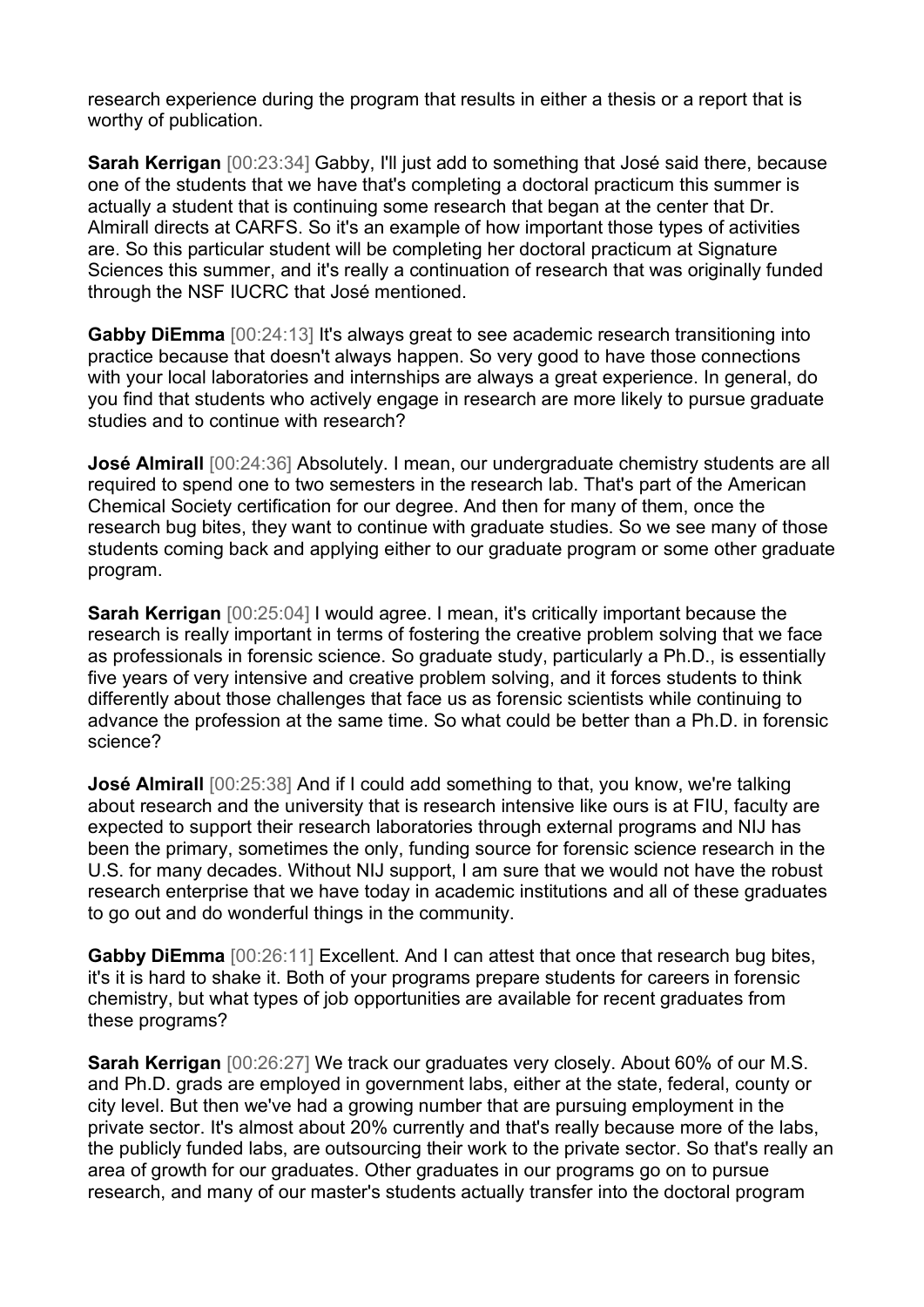research experience during the program that results in either a thesis or a report that is worthy of publication.

**Sarah Kerrigan** [00:23:34] Gabby, I'll just add to something that José said there, because one of the students that we have that's completing a doctoral practicum this summer is actually a student that is continuing some research that began at the center that Dr. Almirall directs at CARFS. So it's an example of how important those types of activities are. So this particular student will be completing her doctoral practicum at Signature Sciences this summer, and it's really a continuation of research that was originally funded through the NSF IUCRC that José mentioned.

**Gabby DiEmma** [00:24:13] It's always great to see academic research transitioning into practice because that doesn't always happen. So very good to have those connections with your local laboratories and internships are always a great experience. In general, do you find that students who actively engage in research are more likely to pursue graduate studies and to continue with research?

**José Almirall** [00:24:36] Absolutely. I mean, our undergraduate chemistry students are all required to spend one to two semesters in the research lab. That's part of the American Chemical Society certification for our degree. And then for many of them, once the research bug bites, they want to continue with graduate studies. So we see many of those students coming back and applying either to our graduate program or some other graduate program.

**Sarah Kerrigan** [00:25:04] I would agree. I mean, it's critically important because the research is really important in terms of fostering the creative problem solving that we face as professionals in forensic science. So graduate study, particularly a Ph.D., is essentially five years of very intensive and creative problem solving, and it forces students to think differently about those challenges that face us as forensic scientists while continuing to advance the profession at the same time. So what could be better than a Ph.D. in forensic science?

**José Almirall** [00:25:38] And if I could add something to that, you know, we're talking about research and the university that is research intensive like ours is at FIU, faculty are expected to support their research laboratories through external programs and NIJ has been the primary, sometimes the only, funding source for forensic science research in the U.S. for many decades. Without NIJ support, I am sure that we would not have the robust research enterprise that we have today in academic institutions and all of these graduates to go out and do wonderful things in the community.

**Gabby DiEmma** [00:26:11] Excellent. And I can attest that once that research bug bites, it's it is hard to shake it. Both of your programs prepare students for careers in forensic chemistry, but what types of job opportunities are available for recent graduates from these programs?

**Sarah Kerrigan** [00:26:27] We track our graduates very closely. About 60% of our M.S. and Ph.D. grads are employed in government labs, either at the state, federal, county or city level. But then we've had a growing number that are pursuing employment in the private sector. It's almost about 20% currently and that's really because more of the labs, the publicly funded labs, are outsourcing their work to the private sector. So that's really an area of growth for our graduates. Other graduates in our programs go on to pursue research, and many of our master's students actually transfer into the doctoral program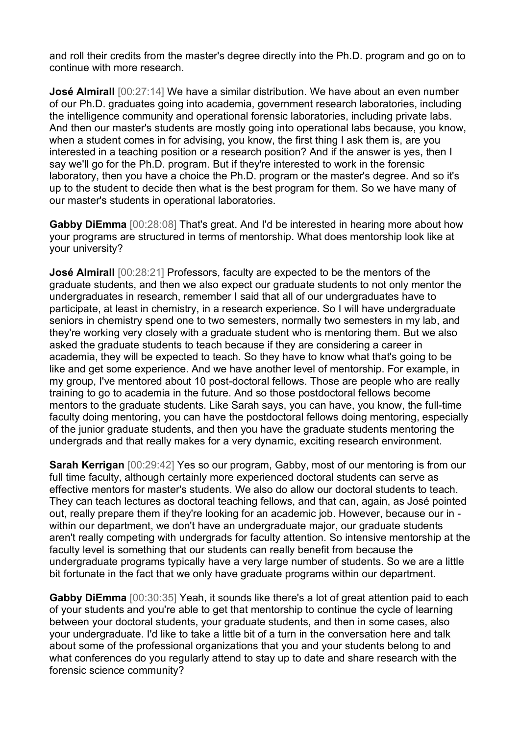and roll their credits from the master's degree directly into the Ph.D. program and go on to continue with more research.

**José Almirall** [00:27:14] We have a similar distribution. We have about an even number of our Ph.D. graduates going into academia, government research laboratories, including the intelligence community and operational forensic laboratories, including private labs. And then our master's students are mostly going into operational labs because, you know, when a student comes in for advising, you know, the first thing I ask them is, are you interested in a teaching position or a research position? And if the answer is yes, then I say we'll go for the Ph.D. program. But if they're interested to work in the forensic laboratory, then you have a choice the Ph.D. program or the master's degree. And so it's up to the student to decide then what is the best program for them. So we have many of our master's students in operational laboratories.

**Gabby DiEmma** [00:28:08] That's great. And I'd be interested in hearing more about how your programs are structured in terms of mentorship. What does mentorship look like at your university?

**José Almirall** [00:28:21] Professors, faculty are expected to be the mentors of the graduate students, and then we also expect our graduate students to not only mentor the undergraduates in research, remember I said that all of our undergraduates have to participate, at least in chemistry, in a research experience. So I will have undergraduate seniors in chemistry spend one to two semesters, normally two semesters in my lab, and they're working very closely with a graduate student who is mentoring them. But we also asked the graduate students to teach because if they are considering a career in academia, they will be expected to teach. So they have to know what that's going to be like and get some experience. And we have another level of mentorship. For example, in my group, I've mentored about 10 post-doctoral fellows. Those are people who are really training to go to academia in the future. And so those postdoctoral fellows become mentors to the graduate students. Like Sarah says, you can have, you know, the full-time faculty doing mentoring, you can have the postdoctoral fellows doing mentoring, especially of the junior graduate students, and then you have the graduate students mentoring the undergrads and that really makes for a very dynamic, exciting research environment.

**Sarah Kerrigan** [00:29:42] Yes so our program, Gabby, most of our mentoring is from our full time faculty, although certainly more experienced doctoral students can serve as effective mentors for master's students. We also do allow our doctoral students to teach. They can teach lectures as doctoral teaching fellows, and that can, again, as José pointed out, really prepare them if they're looking for an academic job. However, because our in - within our department, we don't have an undergraduate major, our graduate students aren't really competing with undergrads for faculty attention. So intensive mentorship at the faculty level is something that our students can really benefit from because the undergraduate programs typically have a very large number of students. So we are a little bit fortunate in the fact that we only have graduate programs within our department.

**Gabby DiEmma** [00:30:35] Yeah, it sounds like there's a lot of great attention paid to each of your students and you're able to get that mentorship to continue the cycle of learning between your doctoral students, your graduate students, and then in some cases, also your undergraduate. I'd like to take a little bit of a turn in the conversation here and talk about some of the professional organizations that you and your students belong to and what conferences do you regularly attend to stay up to date and share research with the forensic science community?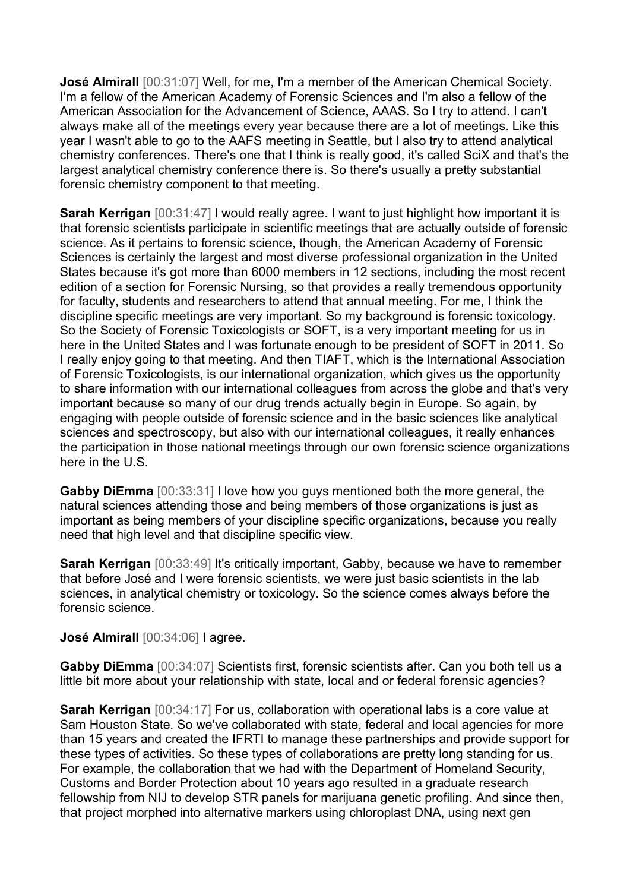**José Almirall** [00:31:07] Well, for me, I'm a member of the American Chemical Society. I'm a fellow of the American Academy of Forensic Sciences and I'm also a fellow of the American Association for the Advancement of Science, AAAS. So I try to attend. I can't always make all of the meetings every year because there are a lot of meetings. Like this year I wasn't able to go to the AAFS meeting in Seattle, but I also try to attend analytical chemistry conferences. There's one that I think is really good, it's called SciX and that's the largest analytical chemistry conference there is. So there's usually a pretty substantial forensic chemistry component to that meeting.

**Sarah Kerrigan** [00:31:47] I would really agree. I want to just highlight how important it is that forensic scientists participate in scientific meetings that are actually outside of forensic science. As it pertains to forensic science, though, the American Academy of Forensic Sciences is certainly the largest and most diverse professional organization in the United States because it's got more than 6000 members in 12 sections, including the most recent edition of a section for Forensic Nursing, so that provides a really tremendous opportunity for faculty, students and researchers to attend that annual meeting. For me, I think the discipline specific meetings are very important. So my background is forensic toxicology. So the Society of Forensic Toxicologists or SOFT, is a very important meeting for us in here in the United States and I was fortunate enough to be president of SOFT in 2011. So I really enjoy going to that meeting. And then TIAFT, which is the International Association of Forensic Toxicologists, is our international organization, which gives us the opportunity to share information with our international colleagues from across the globe and that's very important because so many of our drug trends actually begin in Europe. So again, by engaging with people outside of forensic science and in the basic sciences like analytical sciences and spectroscopy, but also with our international colleagues, it really enhances the participation in those national meetings through our own forensic science organizations here in the U.S.

**Gabby DiEmma** [00:33:31] I love how you guys mentioned both the more general, the natural sciences attending those and being members of those organizations is just as important as being members of your discipline specific organizations, because you really need that high level and that discipline specific view.

**Sarah Kerrigan** [00:33:49] It's critically important, Gabby, because we have to remember that before José and I were forensic scientists, we were just basic scientists in the lab sciences, in analytical chemistry or toxicology. So the science comes always before the forensic science.

**José Almirall** [00:34:06] I agree.

**Gabby DiEmma** [00:34:07] Scientists first, forensic scientists after. Can you both tell us a little bit more about your relationship with state, local and or federal forensic agencies?

**Sarah Kerrigan** [00:34:17] For us, collaboration with operational labs is a core value at Sam Houston State. So we've collaborated with state, federal and local agencies for more than 15 years and created the IFRTI to manage these partnerships and provide support for these types of activities. So these types of collaborations are pretty long standing for us. For example, the collaboration that we had with the Department of Homeland Security, Customs and Border Protection about 10 years ago resulted in a graduate research fellowship from NIJ to develop STR panels for marijuana genetic profiling. And since then, that project morphed into alternative markers using chloroplast DNA, using next gen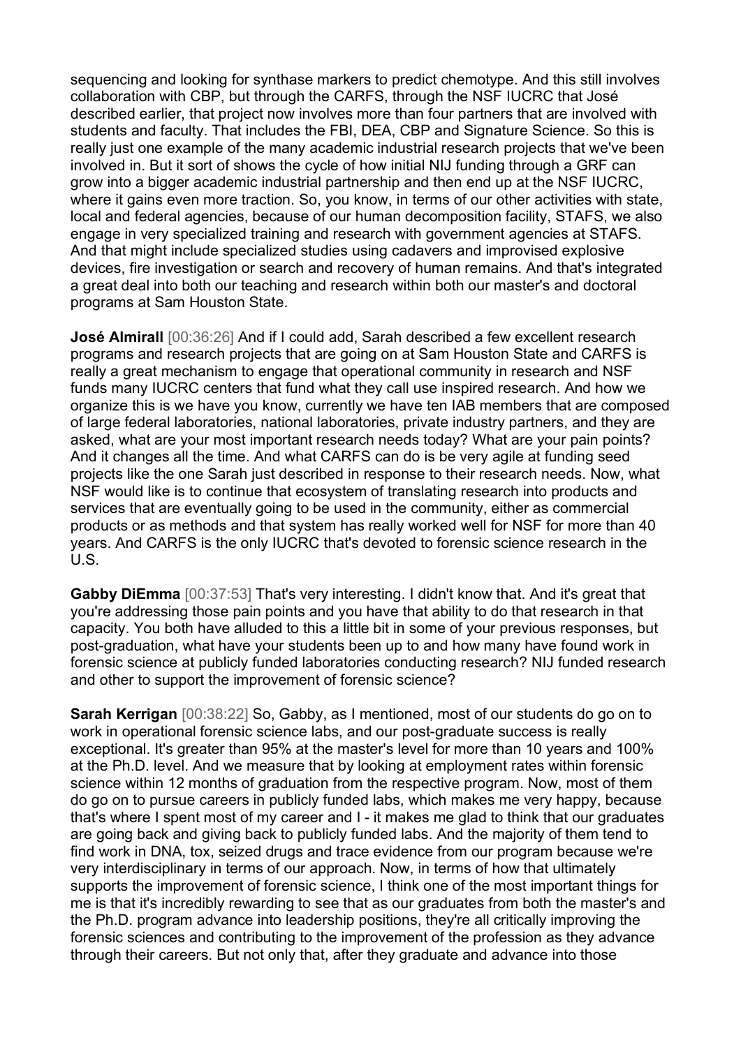sequencing and looking for synthase markers to predict chemotype. And this still involves collaboration with CBP, but through the CARFS, through the NSF IUCRC that José described earlier, that project now involves more than four partners that are involved with students and faculty. That includes the FBI, DEA, CBP and Signature Science. So this is really just one example of the many academic industrial research projects that we've been involved in. But it sort of shows the cycle of how initial NIJ funding through a GRF can grow into a bigger academic industrial partnership and then end up at the NSF IUCRC, where it gains even more traction. So, you know, in terms of our other activities with state, local and federal agencies, because of our human decomposition facility, STAFS, we also engage in very specialized training and research with government agencies at STAFS. And that might include specialized studies using cadavers and improvised explosive devices, fire investigation or search and recovery of human remains. And that's integrated a great deal into both our teaching and research within both our master's and doctoral programs at Sam Houston State.

**José Almirall** [00:36:26] And if I could add, Sarah described a few excellent research programs and research projects that are going on at Sam Houston State and CARFS is really a great mechanism to engage that operational community in research and NSF funds many IUCRC centers that fund what they call use inspired research. And how we organize this is we have you know, currently we have ten IAB members that are composed of large federal laboratories, national laboratories, private industry partners, and they are asked, what are your most important research needs today? What are your pain points? And it changes all the time. And what CARFS can do is be very agile at funding seed projects like the one Sarah just described in response to their research needs. Now, what NSF would like is to continue that ecosystem of translating research into products and services that are eventually going to be used in the community, either as commercial products or as methods and that system has really worked well for NSF for more than 40 years. And CARFS is the only IUCRC that's devoted to forensic science research in the U.S.

**Gabby DiEmma** [00:37:53] That's very interesting. I didn't know that. And it's great that you're addressing those pain points and you have that ability to do that research in that capacity. You both have alluded to this a little bit in some of your previous responses, but post-graduation, what have your students been up to and how many have found work in forensic science at publicly funded laboratories conducting research? NIJ funded research and other to support the improvement of forensic science?

**Sarah Kerrigan** [00:38:22] So, Gabby, as I mentioned, most of our students do go on to work in operational forensic science labs, and our post-graduate success is really exceptional. It's greater than 95% at the master's level for more than 10 years and 100% at the Ph.D. level. And we measure that by looking at employment rates within forensic science within 12 months of graduation from the respective program. Now, most of them do go on to pursue careers in publicly funded labs, which makes me very happy, because that's where I spent most of my career and I - it makes me glad to think that our graduates are going back and giving back to publicly funded labs. And the majority of them tend to find work in DNA, tox, seized drugs and trace evidence from our program because we're very interdisciplinary in terms of our approach. Now, in terms of how that ultimately supports the improvement of forensic science, I think one of the most important things for me is that it's incredibly rewarding to see that as our graduates from both the master's and the Ph.D. program advance into leadership positions, they're all critically improving the forensic sciences and contributing to the improvement of the profession as they advance through their careers. But not only that, after they graduate and advance into those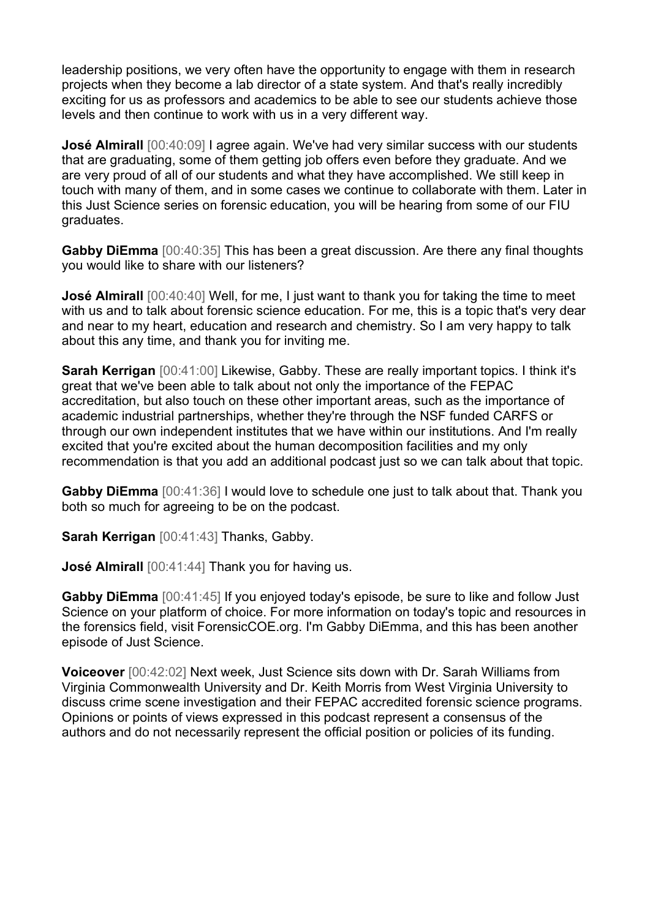leadership positions, we very often have the opportunity to engage with them in research projects when they become a lab director of a state system. And that's really incredibly exciting for us as professors and academics to be able to see our students achieve those levels and then continue to work with us in a very different way.

**José Almirall** [00:40:09] I agree again. We've had very similar success with our students that are graduating, some of them getting job offers even before they graduate. And we are very proud of all of our students and what they have accomplished. We still keep in touch with many of them, and in some cases we continue to collaborate with them. Later in this Just Science series on forensic education, you will be hearing from some of our FIU graduates.

**Gabby DiEmma** [00:40:35] This has been a great discussion. Are there any final thoughts you would like to share with our listeners?

**José Almirall** [00:40:40] Well, for me, I just want to thank you for taking the time to meet with us and to talk about forensic science education. For me, this is a topic that's very dear and near to my heart, education and research and chemistry. So I am very happy to talk about this any time, and thank you for inviting me.

**Sarah Kerrigan** [00:41:00] Likewise, Gabby. These are really important topics. I think it's great that we've been able to talk about not only the importance of the FEPAC accreditation, but also touch on these other important areas, such as the importance of academic industrial partnerships, whether they're through the NSF funded CARFS or through our own independent institutes that we have within our institutions. And I'm really excited that you're excited about the human decomposition facilities and my only recommendation is that you add an additional podcast just so we can talk about that topic.

**Gabby DiEmma** [00:41:36] I would love to schedule one just to talk about that. Thank you both so much for agreeing to be on the podcast.

**Sarah Kerrigan** [00:41:43] Thanks, Gabby.

**José Almirall** [00:41:44] Thank you for having us.

**Gabby DiEmma** [00:41:45] If you enjoyed today's episode, be sure to like and follow Just Science on your platform of choice. For more information on today's topic and resources in the forensics field, visit ForensicCOE.org. I'm Gabby DiEmma, and this has been another episode of Just Science.

**Voiceover** [00:42:02] Next week, Just Science sits down with Dr. Sarah Williams from Virginia Commonwealth University and Dr. Keith Morris from West Virginia University to discuss crime scene investigation and their FEPAC accredited forensic science programs. Opinions or points of views expressed in this podcast represent a consensus of the authors and do not necessarily represent the official position or policies of its funding.